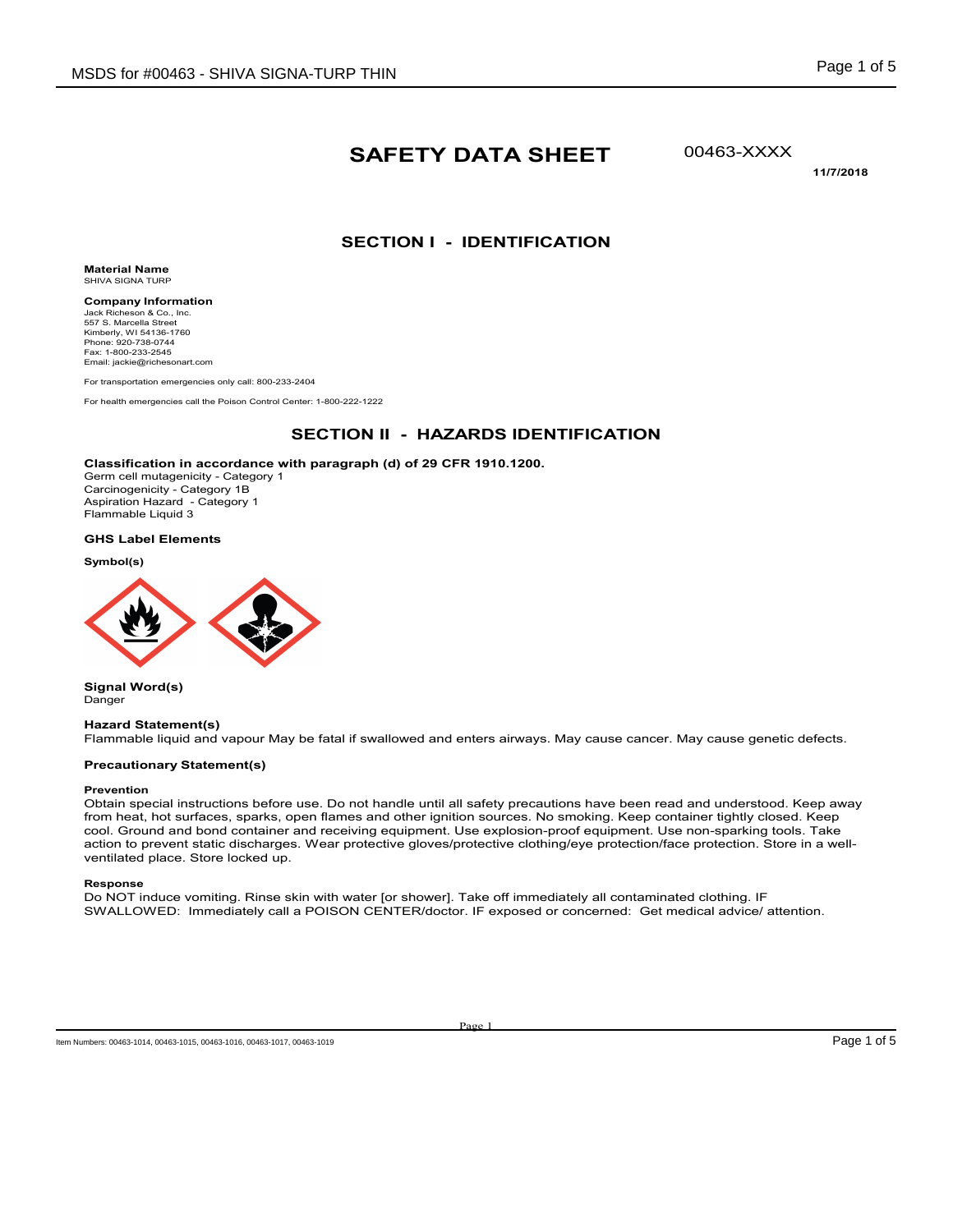# SAFETY DATA SHEET

00463-XXXX

**11/7/2018**

## SECTION I - IDENTIFICATION

**Material Name**
SHIVA SIGNA TURP

**Company Information**
Jack Richeson & Co., Inc.
557 S. Marcella Street
Kimberly, WI 54136-1760
Phone: 920-738-0744
Fax: 1-800-233-2545
Email: jackie@richesonart.com

For transportation emergencies only call: 800-233-2404

For health emergencies call the Poison Control Center: 1-800-222-1222

## SECTION II - HAZARDS IDENTIFICATION

**Classification in accordance with paragraph (d) of 29 CFR 1910.1200.**
Germ cell mutagenicity - Category 1
Carcinogenicity - Category 1B
Aspiration Hazard - Category 1
Flammable Liquid 3

**GHS Label Elements**

**Symbol(s)**

**Signal Word(s)**
Danger

**Hazard Statement(s)**
Flammable liquid and vapour May be fatal if swallowed and enters airways. May cause cancer. May cause genetic defects.

**Precautionary Statement(s)**

**Prevention**
Obtain special instructions before use. Do not handle until all safety precautions have been read and understood. Keep away from heat, hot surfaces, sparks, open flames and other ignition sources. No smoking. Keep container tightly closed. Keep cool. Ground and bond container and receiving equipment. Use explosion-proof equipment. Use non-sparking tools. Take action to prevent static discharges. Wear protective gloves/protective clothing/eye protection/face protection. Store in a well-ventilated place. Store locked up.

**Response**
Do NOT induce vomiting. Rinse skin with water [or shower]. Take off immediately all contaminated clothing. IF SWALLOWED: Immediately call a POISON CENTER/doctor. IF exposed or concerned: Get medical advice/ attention.

Item Numbers: 00463-1014, 00463-1015, 00463-1016, 00463-1017, 00463-1019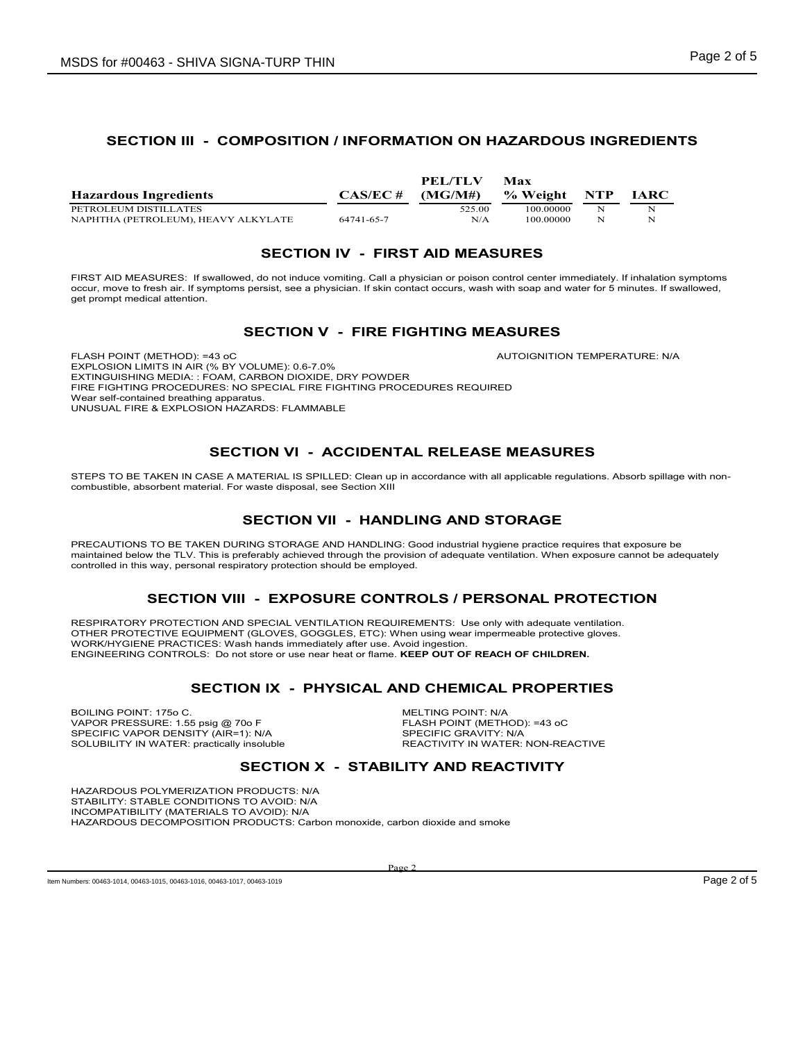## SECTION III - COMPOSITION / INFORMATION ON HAZARDOUS INGREDIENTS

| Hazardous Ingredients | CAS/EC # | PEL/TLV (MG/M#) | Max % Weight | NTP | IARC |
|---|---|---|---|---|---|
| PETROLEUM DISTILLATES | | 525.00 | 100.00000 | N | N |
| NAPHTHA (PETROLEUM), HEAVY ALKYLATE | 64741-65-7 | N/A | 100.00000 | N | N |

## SECTION IV - FIRST AID MEASURES

FIRST AID MEASURES: If swallowed, do not induce vomiting. Call a physician or poison control center immediately. If inhalation symptoms occur, move to fresh air. If symptoms persist, see a physician. If skin contact occurs, wash with soap and water for 5 minutes. If swallowed, get prompt medical attention.

## SECTION V - FIRE FIGHTING MEASURES

FLASH POINT (METHOD): =43 oC

AUTOIGNITION TEMPERATURE: N/A

EXPLOSION LIMITS IN AIR (% BY VOLUME): 0.6-7.0%

EXTINGUISHING MEDIA: : FOAM, CARBON DIOXIDE, DRY POWDER

FIRE FIGHTING PROCEDURES: NO SPECIAL FIRE FIGHTING PROCEDURES REQUIRED

Wear self-contained breathing apparatus.

UNUSUAL FIRE & EXPLOSION HAZARDS: FLAMMABLE

## SECTION VI - ACCIDENTAL RELEASE MEASURES

STEPS TO BE TAKEN IN CASE A MATERIAL IS SPILLED: Clean up in accordance with all applicable regulations. Absorb spillage with non-combustible, absorbent material. For waste disposal, see Section XIII

## SECTION VII - HANDLING AND STORAGE

PRECAUTIONS TO BE TAKEN DURING STORAGE AND HANDLING: Good industrial hygiene practice requires that exposure be maintained below the TLV. This is preferably achieved through the provision of adequate ventilation. When exposure cannot be adequately controlled in this way, personal respiratory protection should be employed.

## SECTION VIII - EXPOSURE CONTROLS / PERSONAL PROTECTION

RESPIRATORY PROTECTION AND SPECIAL VENTILATION REQUIREMENTS: Use only with adequate ventilation.

OTHER PROTECTIVE EQUIPMENT (GLOVES, GOGGLES, ETC): When using wear impermeable protective gloves.

WORK/HYGIENE PRACTICES: Wash hands immediately after use. Avoid ingestion.

ENGINEERING CONTROLS: Do not store or use near heat or flame. **KEEP OUT OF REACH OF CHILDREN.**

## SECTION IX - PHYSICAL AND CHEMICAL PROPERTIES

BOILING POINT: 175o C.

VAPOR PRESSURE: 1.55 psig @ 70o F

SPECIFIC VAPOR DENSITY (AIR=1): N/A

SOLUBILITY IN WATER: practically insoluble

MELTING POINT: N/A

FLASH POINT (METHOD): =43 oC

SPECIFIC GRAVITY: N/A

REACTIVITY IN WATER: NON-REACTIVE

## SECTION X - STABILITY AND REACTIVITY

HAZARDOUS POLYMERIZATION PRODUCTS: N/A

STABILITY: STABLE CONDITIONS TO AVOID: N/A

INCOMPATIBILITY (MATERIALS TO AVOID): N/A

HAZARDOUS DECOMPOSITION PRODUCTS: Carbon monoxide, carbon dioxide and smoke

Item Numbers: 00463-1014, 00463-1015, 00463-1016, 00463-1017, 00463-1019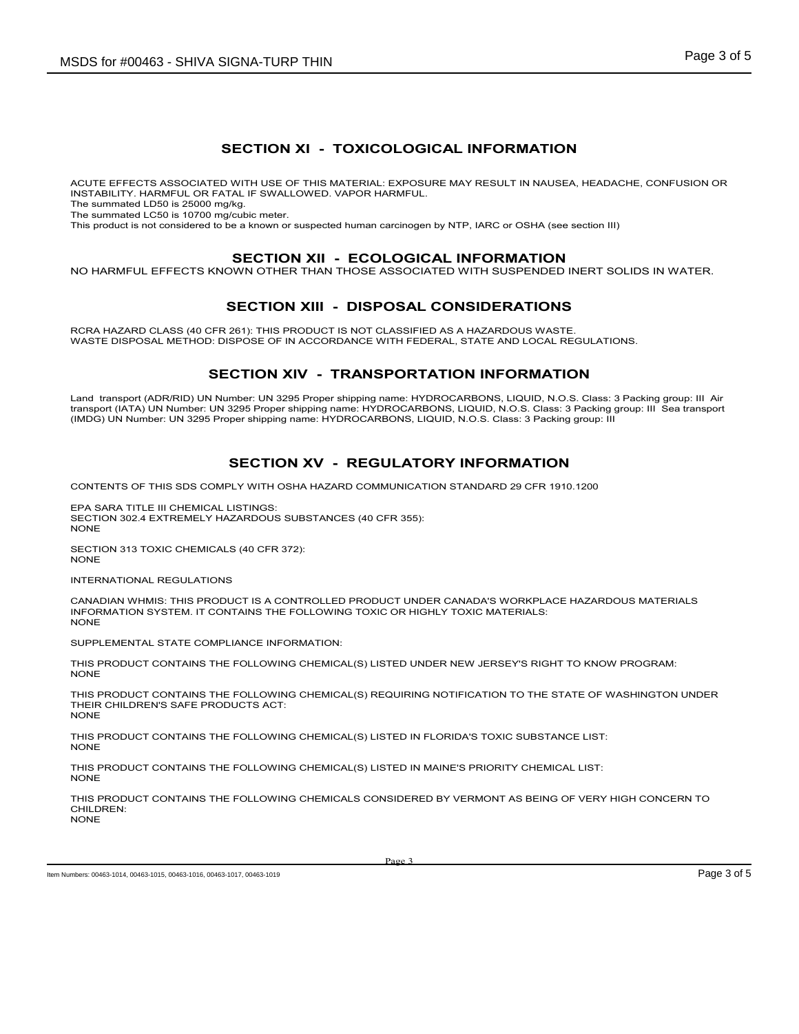## SECTION XI - TOXICOLOGICAL INFORMATION

ACUTE EFFECTS ASSOCIATED WITH USE OF THIS MATERIAL: EXPOSURE MAY RESULT IN NAUSEA, HEADACHE, CONFUSION OR INSTABILITY. HARMFUL OR FATAL IF SWALLOWED. VAPOR HARMFUL.
The summated LD50 is 25000 mg/kg.
The summated LC50 is 10700 mg/cubic meter.
This product is not considered to be a known or suspected human carcinogen by NTP, IARC or OSHA (see section III)

## SECTION XII - ECOLOGICAL INFORMATION

NO HARMFUL EFFECTS KNOWN OTHER THAN THOSE ASSOCIATED WITH SUSPENDED INERT SOLIDS IN WATER.

## SECTION XIII - DISPOSAL CONSIDERATIONS

RCRA HAZARD CLASS (40 CFR 261): THIS PRODUCT IS NOT CLASSIFIED AS A HAZARDOUS WASTE.
WASTE DISPOSAL METHOD: DISPOSE OF IN ACCORDANCE WITH FEDERAL, STATE AND LOCAL REGULATIONS.

## SECTION XIV - TRANSPORTATION INFORMATION

Land transport (ADR/RID) UN Number: UN 3295 Proper shipping name: HYDROCARBONS, LIQUID, N.O.S. Class: 3 Packing group: III Air transport (IATA) UN Number: UN 3295 Proper shipping name: HYDROCARBONS, LIQUID, N.O.S. Class: 3 Packing group: III Sea transport (IMDG) UN Number: UN 3295 Proper shipping name: HYDROCARBONS, LIQUID, N.O.S. Class: 3 Packing group: III

## SECTION XV - REGULATORY INFORMATION

CONTENTS OF THIS SDS COMPLY WITH OSHA HAZARD COMMUNICATION STANDARD 29 CFR 1910.1200

EPA SARA TITLE III CHEMICAL LISTINGS:
SECTION 302.4 EXTREMELY HAZARDOUS SUBSTANCES (40 CFR 355):
NONE

SECTION 313 TOXIC CHEMICALS (40 CFR 372):
NONE

INTERNATIONAL REGULATIONS

CANADIAN WHMIS: THIS PRODUCT IS A CONTROLLED PRODUCT UNDER CANADA'S WORKPLACE HAZARDOUS MATERIALS INFORMATION SYSTEM. IT CONTAINS THE FOLLOWING TOXIC OR HIGHLY TOXIC MATERIALS:
NONE

SUPPLEMENTAL STATE COMPLIANCE INFORMATION:

THIS PRODUCT CONTAINS THE FOLLOWING CHEMICAL(S) LISTED UNDER NEW JERSEY'S RIGHT TO KNOW PROGRAM:
NONE

THIS PRODUCT CONTAINS THE FOLLOWING CHEMICAL(S) REQUIRING NOTIFICATION TO THE STATE OF WASHINGTON UNDER THEIR CHILDREN'S SAFE PRODUCTS ACT:
NONE

THIS PRODUCT CONTAINS THE FOLLOWING CHEMICAL(S) LISTED IN FLORIDA'S TOXIC SUBSTANCE LIST:
NONE

THIS PRODUCT CONTAINS THE FOLLOWING CHEMICAL(S) LISTED IN MAINE'S PRIORITY CHEMICAL LIST:
NONE

THIS PRODUCT CONTAINS THE FOLLOWING CHEMICALS CONSIDERED BY VERMONT AS BEING OF VERY HIGH CONCERN TO CHILDREN:
NONE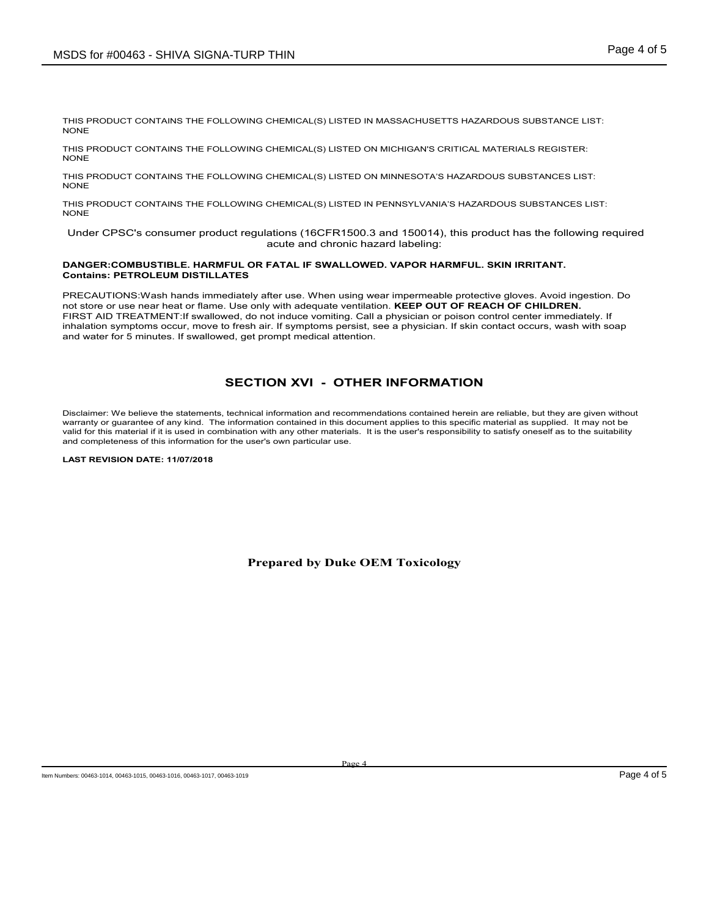THIS PRODUCT CONTAINS THE FOLLOWING CHEMICAL(S) LISTED IN MASSACHUSETTS HAZARDOUS SUBSTANCE LIST:
NONE

THIS PRODUCT CONTAINS THE FOLLOWING CHEMICAL(S) LISTED ON MICHIGAN'S CRITICAL MATERIALS REGISTER:
NONE

THIS PRODUCT CONTAINS THE FOLLOWING CHEMICAL(S) LISTED ON MINNESOTA'S HAZARDOUS SUBSTANCES LIST:
NONE

THIS PRODUCT CONTAINS THE FOLLOWING CHEMICAL(S) LISTED IN PENNSYLVANIA'S HAZARDOUS SUBSTANCES LIST:
NONE

Under CPSC's consumer product regulations (16CFR1500.3 and 150014), this product has the following required acute and chronic hazard labeling:

**DANGER:COMBUSTIBLE. HARMFUL OR FATAL IF SWALLOWED. VAPOR HARMFUL. SKIN IRRITANT.**
**Contains: PETROLEUM DISTILLATES**

PRECAUTIONS:Wash hands immediately after use. When using wear impermeable protective gloves. Avoid ingestion. Do not store or use near heat or flame. Use only with adequate ventilation. **KEEP OUT OF REACH OF CHILDREN.**
FIRST AID TREATMENT:If swallowed, do not induce vomiting. Call a physician or poison control center immediately. If inhalation symptoms occur, move to fresh air. If symptoms persist, see a physician. If skin contact occurs, wash with soap and water for 5 minutes. If swallowed, get prompt medical attention.

## SECTION XVI - OTHER INFORMATION

Disclaimer: We believe the statements, technical information and recommendations contained herein are reliable, but they are given without warranty or guarantee of any kind. The information contained in this document applies to this specific material as supplied. It may not be valid for this material if it is used in combination with any other materials. It is the user's responsibility to satisfy oneself as to the suitability and completeness of this information for the user's own particular use.

**LAST REVISION DATE: 11/07/2018**

**Prepared by Duke OEM Toxicology**

Item Numbers: 00463-1014, 00463-1015, 00463-1016, 00463-1017, 00463-1019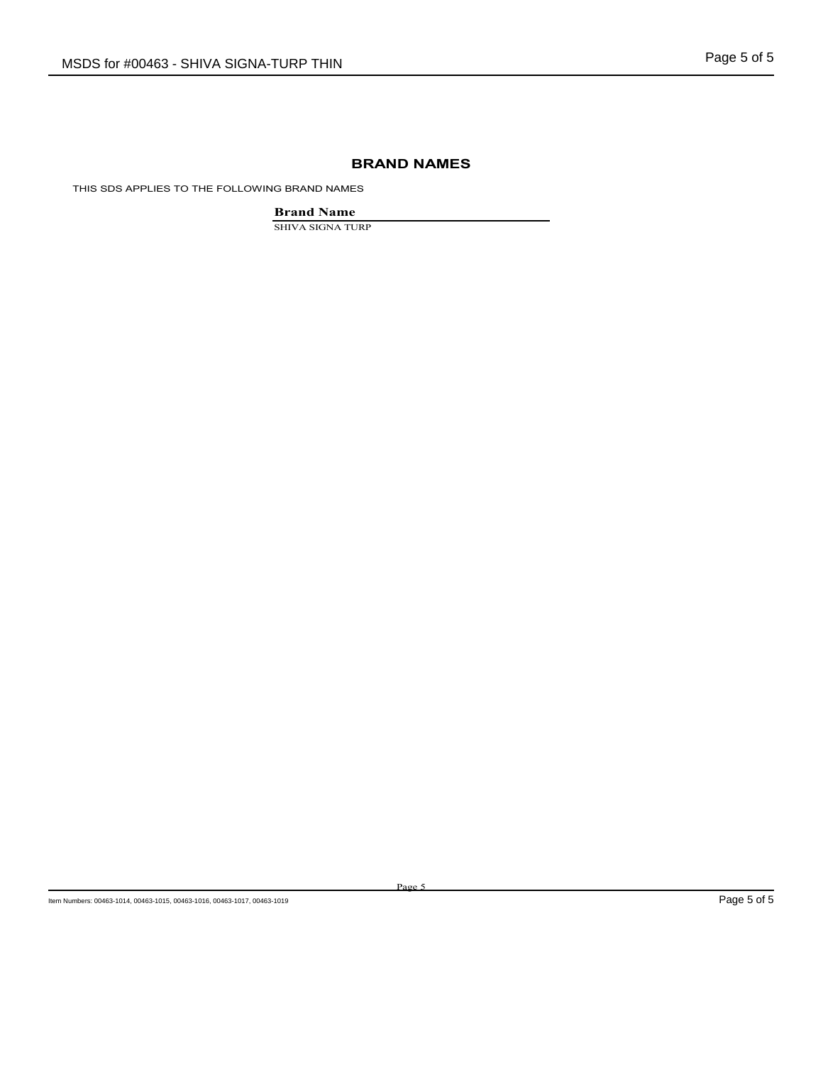## BRAND NAMES

THIS SDS APPLIES TO THE FOLLOWING BRAND NAMES

| Brand Name |
| --- |
| SHIVA SIGNA TURP |